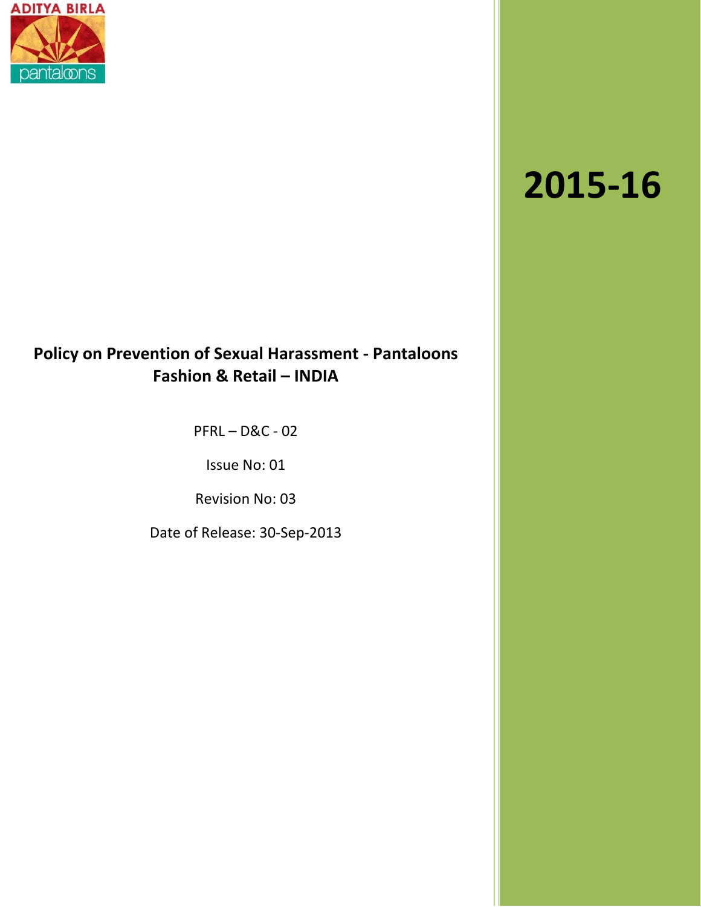ADITYA BIRLA

pantaloons

# 2015-16

## Policy on Prevention of Sexual Harassment - Pantaloons Fashion & Retail – INDIA

PFRL – D&C - 02

Issue No: 01

Revision No: 03

Date of Release: 30-Sep-2013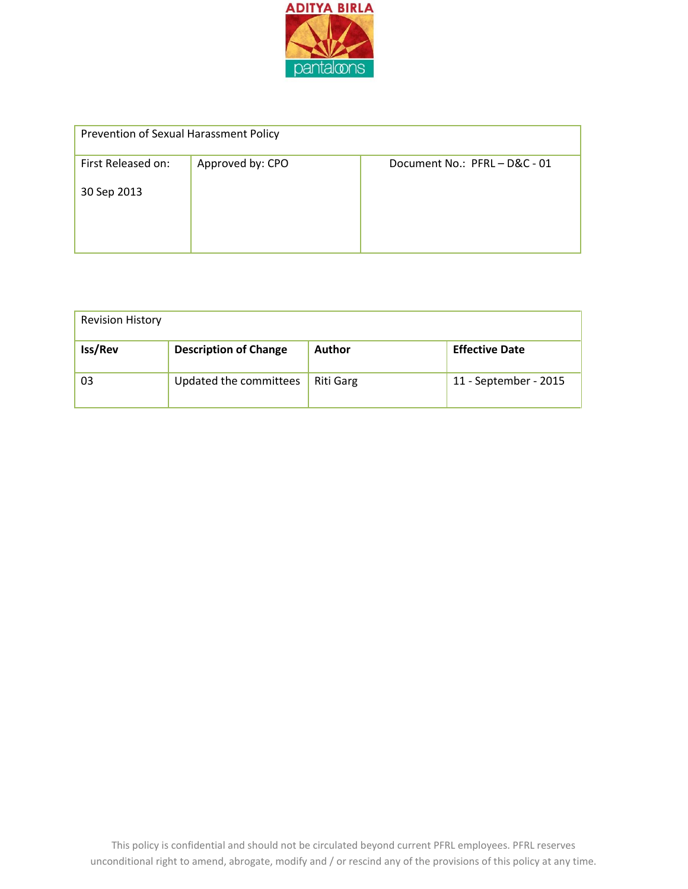| Prevention of Sexual Harassment Policy | | |
|---|---|---|
| First Released on:<br><br>30 Sep 2013 | Approved by: CPO | Document No.: PFRL – D&C - 01 |

| Revision History | | | |
|---|---|---|---|
| **Iss/Rev** | **Description of Change** | **Author** | **Effective Date** |
| 03 | Updated the committees | Riti Garg | 11 - September - 2015 |

This policy is confidential and should not be circulated beyond current PFRL employees. PFRL reserves unconditional right to amend, abrogate, modify and / or rescind any of the provisions of this policy at any time.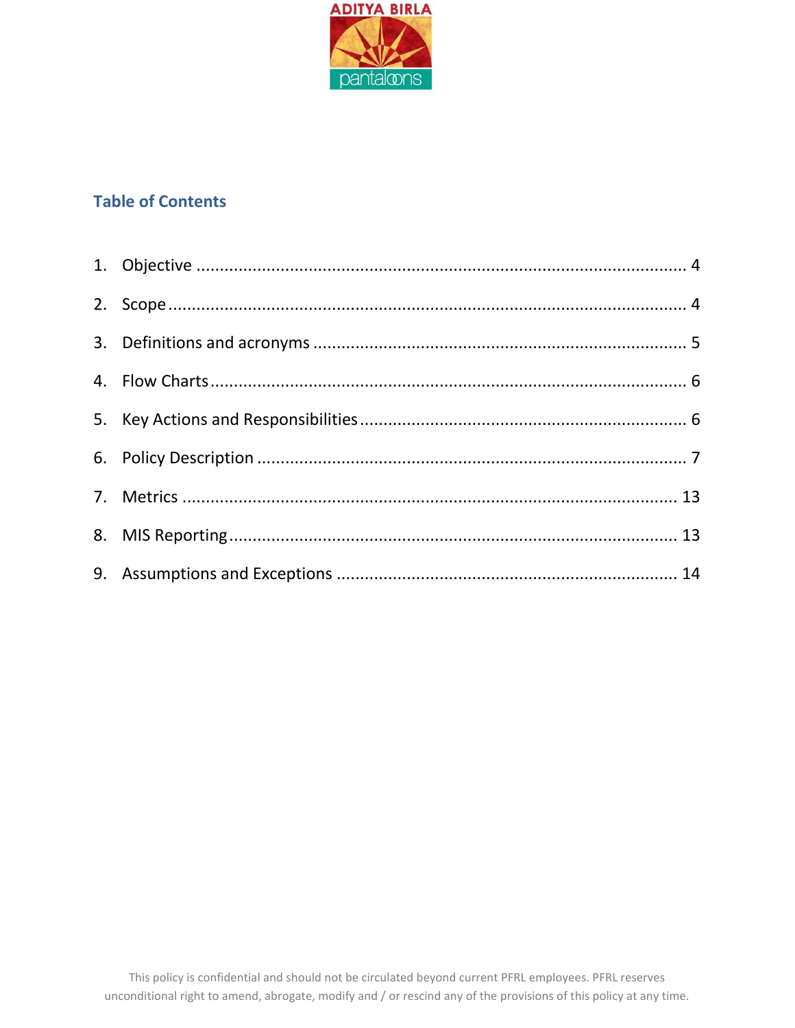## Table of Contents

1. Objective ........................................................................................................ 4
2. Scope ............................................................................................................. 4
3. Definitions and acronyms ................................................................................ 5
4. Flow Charts ..................................................................................................... 6
5. Key Actions and Responsibilities ...................................................................... 6
6. Policy Description ............................................................................................ 7
7. Metrics ......................................................................................................... 13
8. MIS Reporting ............................................................................................... 13
9. Assumptions and Exceptions ......................................................................... 14

This policy is confidential and should not be circulated beyond current PFRL employees. PFRL reserves unconditional right to amend, abrogate, modify and / or rescind any of the provisions of this policy at any time.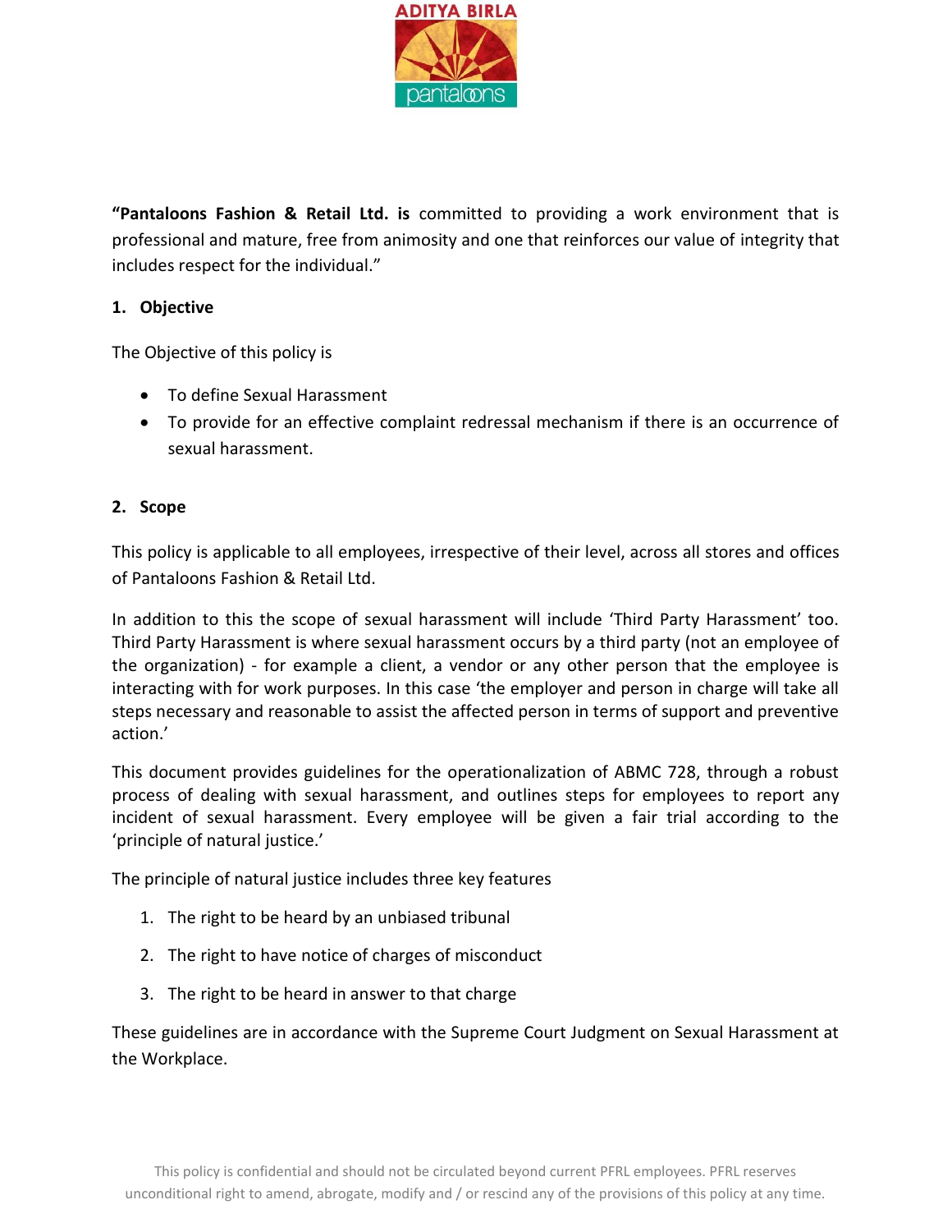**"Pantaloons Fashion & Retail Ltd. is** committed to providing a work environment that is professional and mature, free from animosity and one that reinforces our value of integrity that includes respect for the individual."

## 1. Objective

The Objective of this policy is

- To define Sexual Harassment
- To provide for an effective complaint redressal mechanism if there is an occurrence of sexual harassment.

## 2. Scope

This policy is applicable to all employees, irrespective of their level, across all stores and offices of Pantaloons Fashion & Retail Ltd.

In addition to this the scope of sexual harassment will include 'Third Party Harassment' too. Third Party Harassment is where sexual harassment occurs by a third party (not an employee of the organization) - for example a client, a vendor or any other person that the employee is interacting with for work purposes. In this case 'the employer and person in charge will take all steps necessary and reasonable to assist the affected person in terms of support and preventive action.'

This document provides guidelines for the operationalization of ABMC 728, through a robust process of dealing with sexual harassment, and outlines steps for employees to report any incident of sexual harassment. Every employee will be given a fair trial according to the 'principle of natural justice.'

The principle of natural justice includes three key features

1. The right to be heard by an unbiased tribunal
2. The right to have notice of charges of misconduct
3. The right to be heard in answer to that charge

These guidelines are in accordance with the Supreme Court Judgment on Sexual Harassment at the Workplace.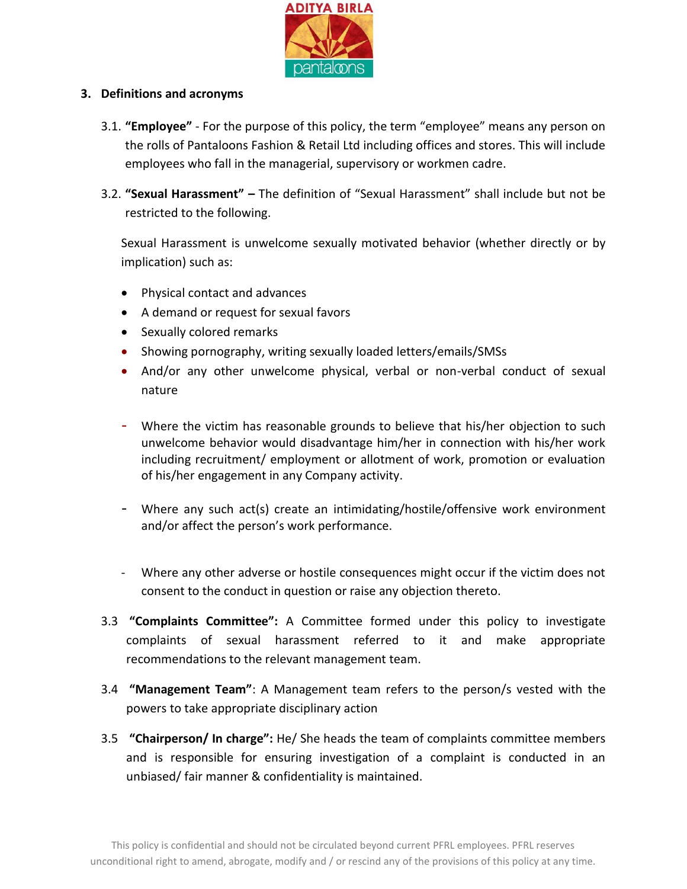## 3. Definitions and acronyms

3.1. **"Employee"** - For the purpose of this policy, the term "employee" means any person on the rolls of Pantaloons Fashion & Retail Ltd including offices and stores. This will include employees who fall in the managerial, supervisory or workmen cadre.

3.2. **"Sexual Harassment" –** The definition of "Sexual Harassment" shall include but not be restricted to the following.

Sexual Harassment is unwelcome sexually motivated behavior (whether directly or by implication) such as:

- Physical contact and advances
- A demand or request for sexual favors
- Sexually colored remarks
- Showing pornography, writing sexually loaded letters/emails/SMSs
- And/or any other unwelcome physical, verbal or non-verbal conduct of sexual nature

- Where the victim has reasonable grounds to believe that his/her objection to such unwelcome behavior would disadvantage him/her in connection with his/her work including recruitment/ employment or allotment of work, promotion or evaluation of his/her engagement in any Company activity.
- Where any such act(s) create an intimidating/hostile/offensive work environment and/or affect the person's work performance.
- Where any other adverse or hostile consequences might occur if the victim does not consent to the conduct in question or raise any objection thereto.

3.3 **"Complaints Committee":** A Committee formed under this policy to investigate complaints of sexual harassment referred to it and make appropriate recommendations to the relevant management team.

3.4 **"Management Team"**: A Management team refers to the person/s vested with the powers to take appropriate disciplinary action

3.5 **"Chairperson/ In charge":** He/ She heads the team of complaints committee members and is responsible for ensuring investigation of a complaint is conducted in an unbiased/ fair manner & confidentiality is maintained.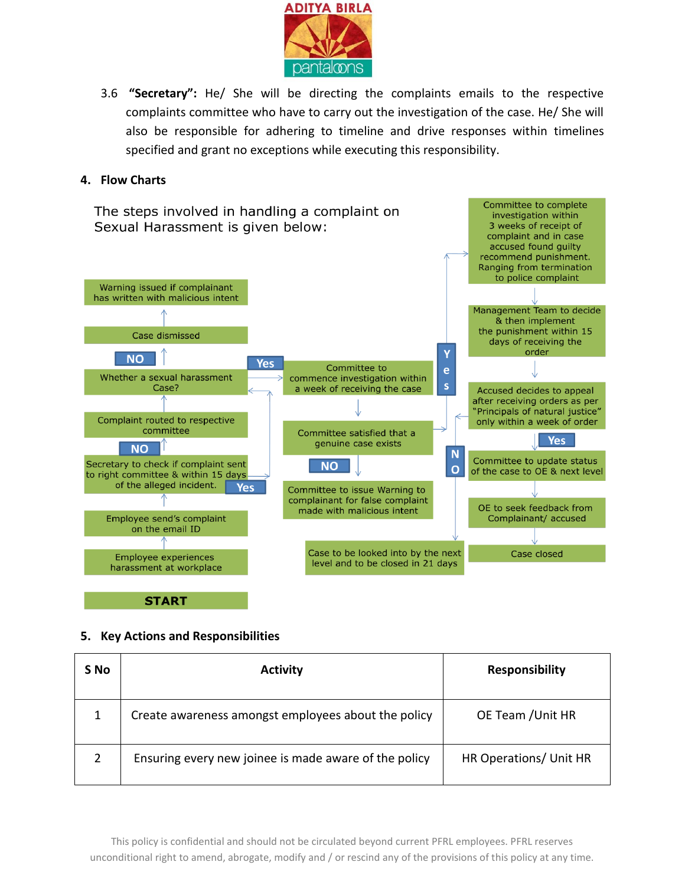3.6 **"Secretary":** He/ She will be directing the complaints emails to the respective complaints committee who have to carry out the investigation of the case. He/ She will also be responsible for adhering to timeline and drive responses within timelines specified and grant no exceptions while executing this responsibility.

## 4. Flow Charts

The steps involved in handling a complaint on Sexual Harassment is given below:

START

Employee experiences harassment at workplace

Employee send's complaint on the email ID

Secretary to check if complaint sent to right committee & within 15 days of the alleged incident.

NO

Complaint routed to respective committee

Whether a sexual harassment Case?

NO

Case dismissed

Warning issued if complainant has written with malicious intent

Yes

Committee to commence investigation within a week of receiving the case

Committee satisfied that a genuine case exists

NO

Committee to issue Warning to complainant for false complaint made with malicious intent

Yes

Committee to complete investigation within 3 weeks of receipt of complaint and in case accused found guilty recommend punishment. Ranging from termination to police complaint

Management Team to decide & then implement the punishment within 15 days of receiving the order

Accused decides to appeal after receiving orders as per "Principals of natural justice" only within a week of order

Yes

Committee to update status of the case to OE & next level

OE to seek feedback from Complainant/ accused

Case closed

NO

Case to be looked into by the next level and to be closed in 21 days

## 5. Key Actions and Responsibilities

| S No | Activity | Responsibility |
|---|---|---|
| 1 | Create awareness amongst employees about the policy | OE Team /Unit HR |
| 2 | Ensuring every new joinee is made aware of the policy | HR Operations/ Unit HR |

This policy is confidential and should not be circulated beyond current PFRL employees. PFRL reserves unconditional right to amend, abrogate, modify and / or rescind any of the provisions of this policy at any time.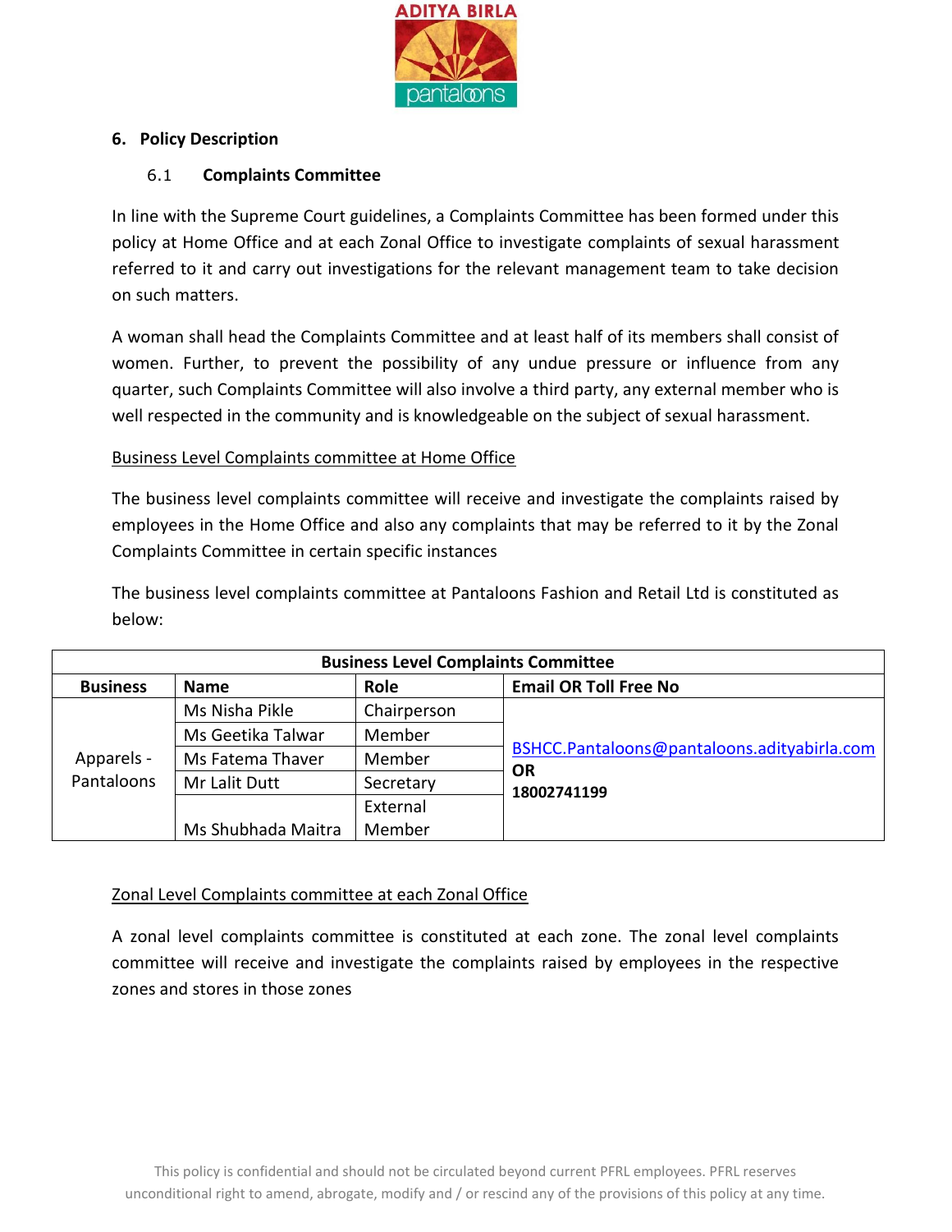## 6. Policy Description

### 6.1 Complaints Committee

In line with the Supreme Court guidelines, a Complaints Committee has been formed under this policy at Home Office and at each Zonal Office to investigate complaints of sexual harassment referred to it and carry out investigations for the relevant management team to take decision on such matters.

A woman shall head the Complaints Committee and at least half of its members shall consist of women. Further, to prevent the possibility of any undue pressure or influence from any quarter, such Complaints Committee will also involve a third party, any external member who is well respected in the community and is knowledgeable on the subject of sexual harassment.

<u>Business Level Complaints committee at Home Office</u>

The business level complaints committee will receive and investigate the complaints raised by employees in the Home Office and also any complaints that may be referred to it by the Zonal Complaints Committee in certain specific instances

The business level complaints committee at Pantaloons Fashion and Retail Ltd is constituted as below:

| **Business Level Complaints Committee** | | | |
|---|---|---|---|
| **Business** | **Name** | **Role** | **Email OR Toll Free No** |
| Apparels - Pantaloons | Ms Nisha Pikle | Chairperson | BSHCC.Pantaloons@pantaloons.adityabirla.com **OR** **18002741199** |
| | Ms Geetika Talwar | Member | |
| | Ms Fatema Thaver | Member | |
| | Mr Lalit Dutt | Secretary | |
| | Ms Shubhada Maitra | External Member | |

<u>Zonal Level Complaints committee at each Zonal Office</u>

A zonal level complaints committee is constituted at each zone. The zonal level complaints committee will receive and investigate the complaints raised by employees in the respective zones and stores in those zones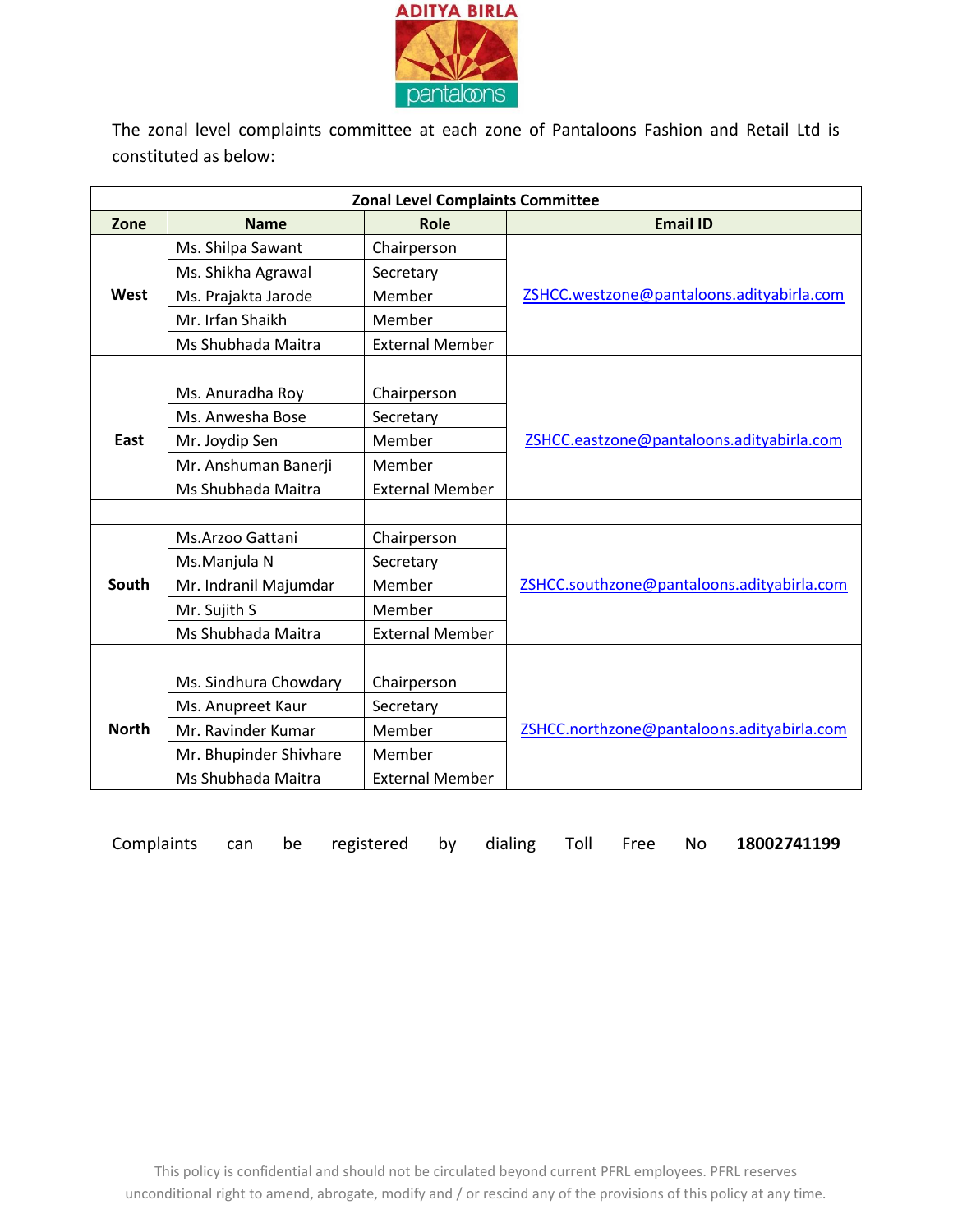The zonal level complaints committee at each zone of Pantaloons Fashion and Retail Ltd is constituted as below:

| Zonal Level Complaints Committee | | | |
|---|---|---|---|
| **Zone** | **Name** | **Role** | **Email ID** |
| **West** | Ms. Shilpa Sawant | Chairperson | ZSHCC.westzone@pantaloons.adityabirla.com |
| | Ms. Shikha Agrawal | Secretary | |
| | Ms. Prajakta Jarode | Member | |
| | Mr. Irfan Shaikh | Member | |
| | Ms Shubhada Maitra | External Member | |
| | | | |
| **East** | Ms. Anuradha Roy | Chairperson | ZSHCC.eastzone@pantaloons.adityabirla.com |
| | Ms. Anwesha Bose | Secretary | |
| | Mr. Joydip Sen | Member | |
| | Mr. Anshuman Banerji | Member | |
| | Ms Shubhada Maitra | External Member | |
| | | | |
| **South** | Ms.Arzoo Gattani | Chairperson | ZSHCC.southzone@pantaloons.adityabirla.com |
| | Ms.Manjula N | Secretary | |
| | Mr. Indranil Majumdar | Member | |
| | Mr. Sujith S | Member | |
| | Ms Shubhada Maitra | External Member | |
| | | | |
| **North** | Ms. Sindhura Chowdary | Chairperson | ZSHCC.northzone@pantaloons.adityabirla.com |
| | Ms. Anupreet Kaur | Secretary | |
| | Mr. Ravinder Kumar | Member | |
| | Mr. Bhupinder Shivhare | Member | |
| | Ms Shubhada Maitra | External Member | |

Complaints can be registered by dialing Toll Free No **18002741199**

This policy is confidential and should not be circulated beyond current PFRL employees. PFRL reserves unconditional right to amend, abrogate, modify and / or rescind any of the provisions of this policy at any time.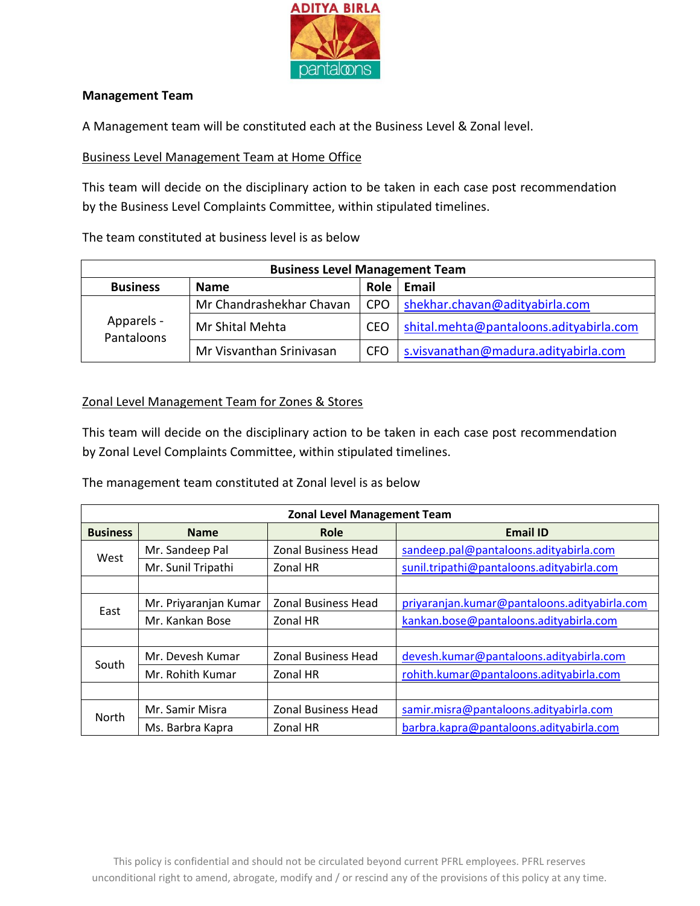**Management Team**

A Management team will be constituted each at the Business Level & Zonal level.

Business Level Management Team at Home Office

This team will decide on the disciplinary action to be taken in each case post recommendation by the Business Level Complaints Committee, within stipulated timelines.

The team constituted at business level is as below

| Business Level Management Team | | | |
|---|---|---|---|
| **Business** | **Name** | **Role** | **Email** |
| Apparels - Pantaloons | Mr Chandrashekhar Chavan | CPO | shekhar.chavan@adityabirla.com |
| | Mr Shital Mehta | CEO | shital.mehta@pantaloons.adityabirla.com |
| | Mr Visvanthan Srinivasan | CFO | s.visvanathan@madura.adityabirla.com |

Zonal Level Management Team for Zones & Stores

This team will decide on the disciplinary action to be taken in each case post recommendation by Zonal Level Complaints Committee, within stipulated timelines.

The management team constituted at Zonal level is as below

| Zonal Level Management Team | | | |
|---|---|---|---|
| **Business** | **Name** | **Role** | **Email ID** |
| West | Mr. Sandeep Pal | Zonal Business Head | sandeep.pal@pantaloons.adityabirla.com |
| | Mr. Sunil Tripathi | Zonal HR | sunil.tripathi@pantaloons.adityabirla.com |
| | | | |
| East | Mr. Priyaranjan Kumar | Zonal Business Head | priyaranjan.kumar@pantaloons.adityabirla.com |
| | Mr. Kankan Bose | Zonal HR | kankan.bose@pantaloons.adityabirla.com |
| | | | |
| South | Mr. Devesh Kumar | Zonal Business Head | devesh.kumar@pantaloons.adityabirla.com |
| | Mr. Rohith Kumar | Zonal HR | rohith.kumar@pantaloons.adityabirla.com |
| | | | |
| North | Mr. Samir Misra | Zonal Business Head | samir.misra@pantaloons.adityabirla.com |
| | Ms. Barbra Kapra | Zonal HR | barbra.kapra@pantaloons.adityabirla.com |

This policy is confidential and should not be circulated beyond current PFRL employees. PFRL reserves unconditional right to amend, abrogate, modify and / or rescind any of the provisions of this policy at any time.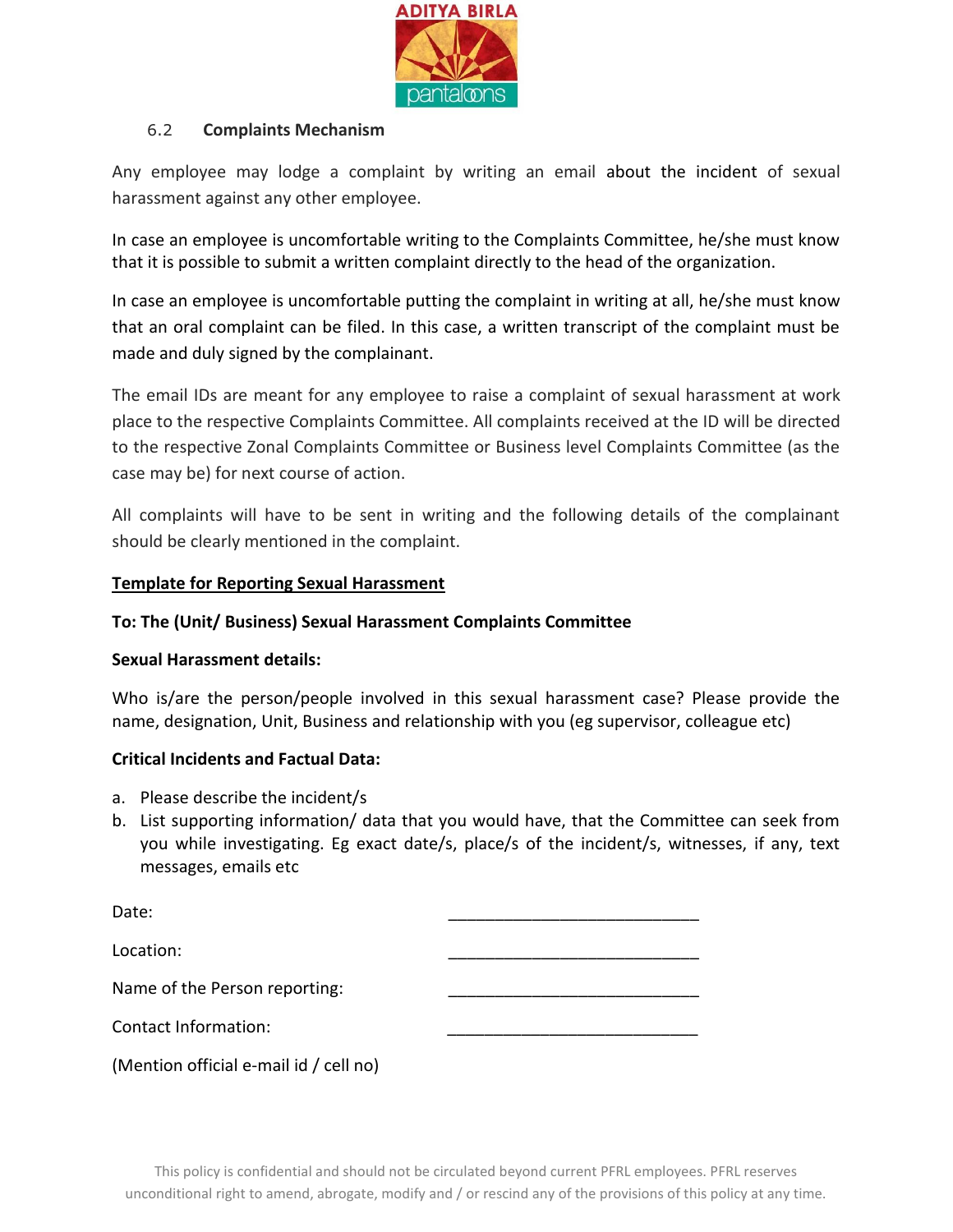### 6.2 Complaints Mechanism

Any employee may lodge a complaint by writing an email about the incident of sexual harassment against any other employee.

In case an employee is uncomfortable writing to the Complaints Committee, he/she must know that it is possible to submit a written complaint directly to the head of the organization.

In case an employee is uncomfortable putting the complaint in writing at all, he/she must know that an oral complaint can be filed. In this case, a written transcript of the complaint must be made and duly signed by the complainant.

The email IDs are meant for any employee to raise a complaint of sexual harassment at work place to the respective Complaints Committee. All complaints received at the ID will be directed to the respective Zonal Complaints Committee or Business level Complaints Committee (as the case may be) for next course of action.

All complaints will have to be sent in writing and the following details of the complainant should be clearly mentioned in the complaint.

**<u>Template for Reporting Sexual Harassment</u>**

**To: The (Unit/ Business) Sexual Harassment Complaints Committee**

**Sexual Harassment details:**

Who is/are the person/people involved in this sexual harassment case? Please provide the name, designation, Unit, Business and relationship with you (eg supervisor, colleague etc)

**Critical Incidents and Factual Data:**

a. Please describe the incident/s
b. List supporting information/ data that you would have, that the Committee can seek from you while investigating. Eg exact date/s, place/s of the incident/s, witnesses, if any, text messages, emails etc

Date: ___________________________

Location: ___________________________

Name of the Person reporting: ___________________________

Contact Information: ___________________________

(Mention official e-mail id / cell no)

This policy is confidential and should not be circulated beyond current PFRL employees. PFRL reserves unconditional right to amend, abrogate, modify and / or rescind any of the provisions of this policy at any time.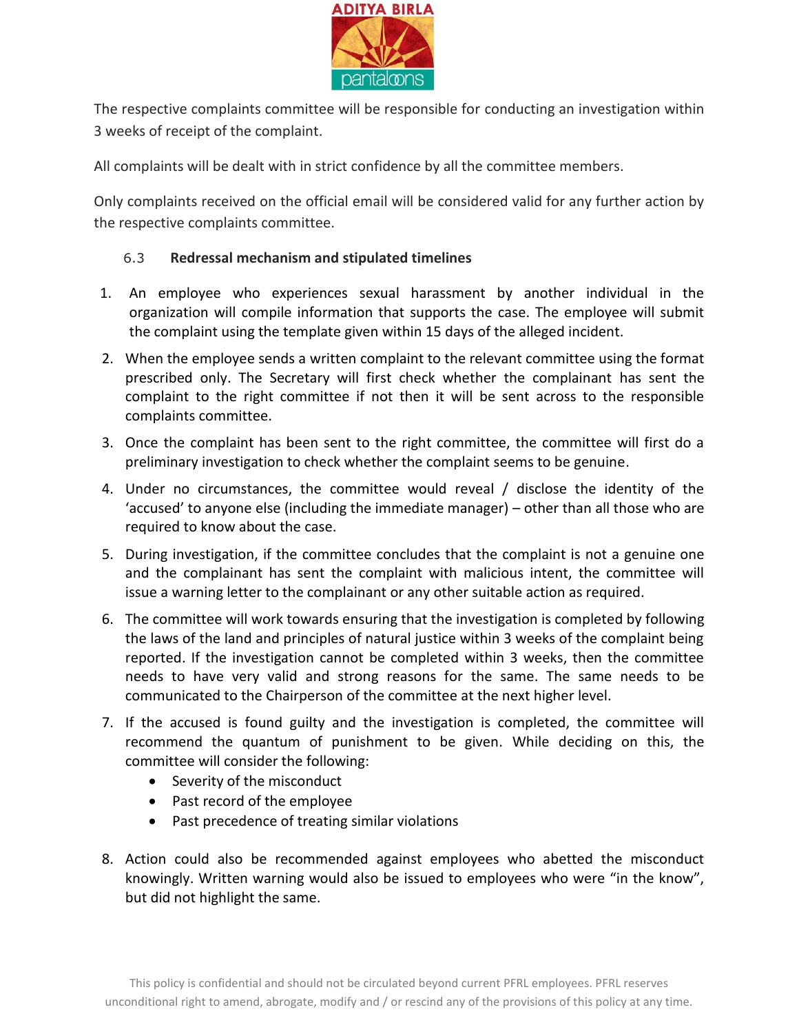The respective complaints committee will be responsible for conducting an investigation within 3 weeks of receipt of the complaint.

All complaints will be dealt with in strict confidence by all the committee members.

Only complaints received on the official email will be considered valid for any further action by the respective complaints committee.

### 6.3 Redressal mechanism and stipulated timelines

1. An employee who experiences sexual harassment by another individual in the organization will compile information that supports the case. The employee will submit the complaint using the template given within 15 days of the alleged incident.
2. When the employee sends a written complaint to the relevant committee using the format prescribed only. The Secretary will first check whether the complainant has sent the complaint to the right committee if not then it will be sent across to the responsible complaints committee.
3. Once the complaint has been sent to the right committee, the committee will first do a preliminary investigation to check whether the complaint seems to be genuine.
4. Under no circumstances, the committee would reveal / disclose the identity of the 'accused' to anyone else (including the immediate manager) – other than all those who are required to know about the case.
5. During investigation, if the committee concludes that the complaint is not a genuine one and the complainant has sent the complaint with malicious intent, the committee will issue a warning letter to the complainant or any other suitable action as required.
6. The committee will work towards ensuring that the investigation is completed by following the laws of the land and principles of natural justice within 3 weeks of the complaint being reported. If the investigation cannot be completed within 3 weeks, then the committee needs to have very valid and strong reasons for the same. The same needs to be communicated to the Chairperson of the committee at the next higher level.
7. If the accused is found guilty and the investigation is completed, the committee will recommend the quantum of punishment to be given. While deciding on this, the committee will consider the following:
   - Severity of the misconduct
   - Past record of the employee
   - Past precedence of treating similar violations
8. Action could also be recommended against employees who abetted the misconduct knowingly. Written warning would also be issued to employees who were "in the know", but did not highlight the same.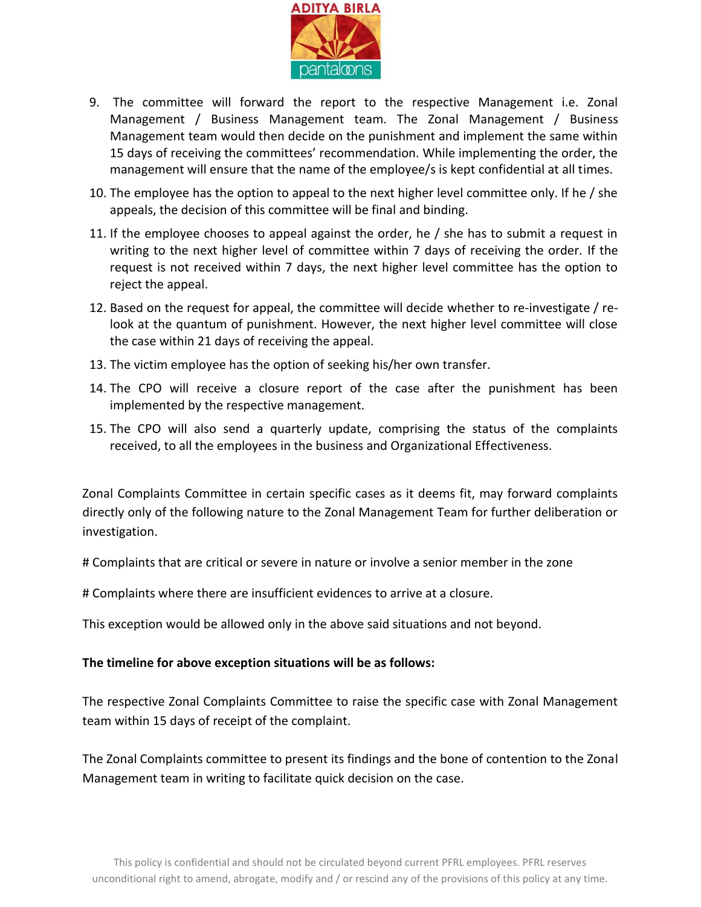9. The committee will forward the report to the respective Management i.e. Zonal Management / Business Management team. The Zonal Management / Business Management team would then decide on the punishment and implement the same within 15 days of receiving the committees' recommendation. While implementing the order, the management will ensure that the name of the employee/s is kept confidential at all times.
10. The employee has the option to appeal to the next higher level committee only. If he / she appeals, the decision of this committee will be final and binding.
11. If the employee chooses to appeal against the order, he / she has to submit a request in writing to the next higher level of committee within 7 days of receiving the order. If the request is not received within 7 days, the next higher level committee has the option to reject the appeal.
12. Based on the request for appeal, the committee will decide whether to re-investigate / re-look at the quantum of punishment. However, the next higher level committee will close the case within 21 days of receiving the appeal.
13. The victim employee has the option of seeking his/her own transfer.
14. The CPO will receive a closure report of the case after the punishment has been implemented by the respective management.
15. The CPO will also send a quarterly update, comprising the status of the complaints received, to all the employees in the business and Organizational Effectiveness.

Zonal Complaints Committee in certain specific cases as it deems fit, may forward complaints directly only of the following nature to the Zonal Management Team for further deliberation or investigation.

# Complaints that are critical or severe in nature or involve a senior member in the zone

# Complaints where there are insufficient evidences to arrive at a closure.

This exception would be allowed only in the above said situations and not beyond.

**The timeline for above exception situations will be as follows:**

The respective Zonal Complaints Committee to raise the specific case with Zonal Management team within 15 days of receipt of the complaint.

The Zonal Complaints committee to present its findings and the bone of contention to the Zonal Management team in writing to facilitate quick decision on the case.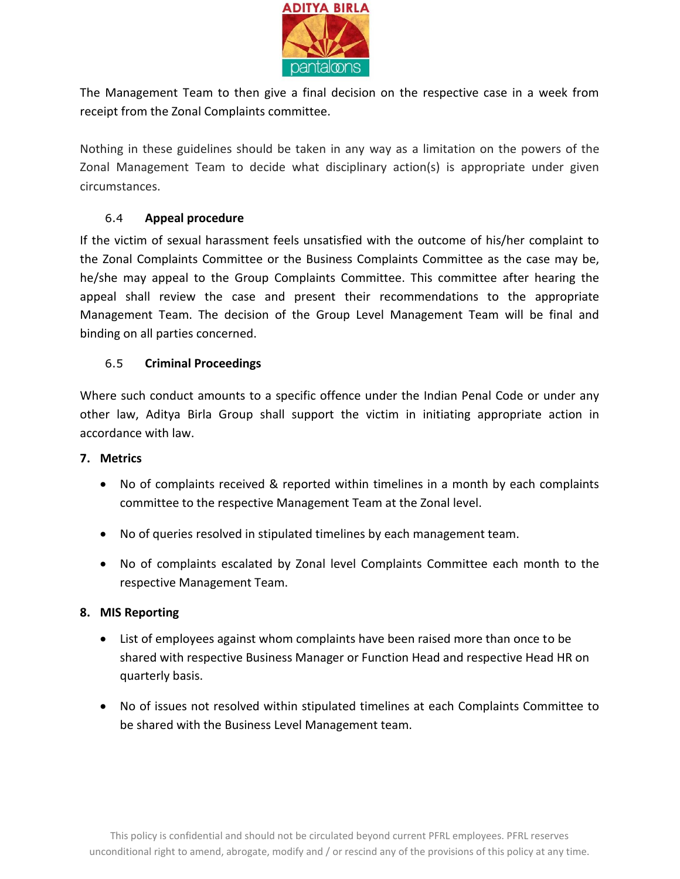The Management Team to then give a final decision on the respective case in a week from receipt from the Zonal Complaints committee.

Nothing in these guidelines should be taken in any way as a limitation on the powers of the Zonal Management Team to decide what disciplinary action(s) is appropriate under given circumstances.

### 6.4 Appeal procedure

If the victim of sexual harassment feels unsatisfied with the outcome of his/her complaint to the Zonal Complaints Committee or the Business Complaints Committee as the case may be, he/she may appeal to the Group Complaints Committee. This committee after hearing the appeal shall review the case and present their recommendations to the appropriate Management Team. The decision of the Group Level Management Team will be final and binding on all parties concerned.

### 6.5 Criminal Proceedings

Where such conduct amounts to a specific offence under the Indian Penal Code or under any other law, Aditya Birla Group shall support the victim in initiating appropriate action in accordance with law.

## 7. Metrics

- No of complaints received & reported within timelines in a month by each complaints committee to the respective Management Team at the Zonal level.
- No of queries resolved in stipulated timelines by each management team.
- No of complaints escalated by Zonal level Complaints Committee each month to the respective Management Team.

## 8. MIS Reporting

- List of employees against whom complaints have been raised more than once to be shared with respective Business Manager or Function Head and respective Head HR on quarterly basis.
- No of issues not resolved within stipulated timelines at each Complaints Committee to be shared with the Business Level Management team.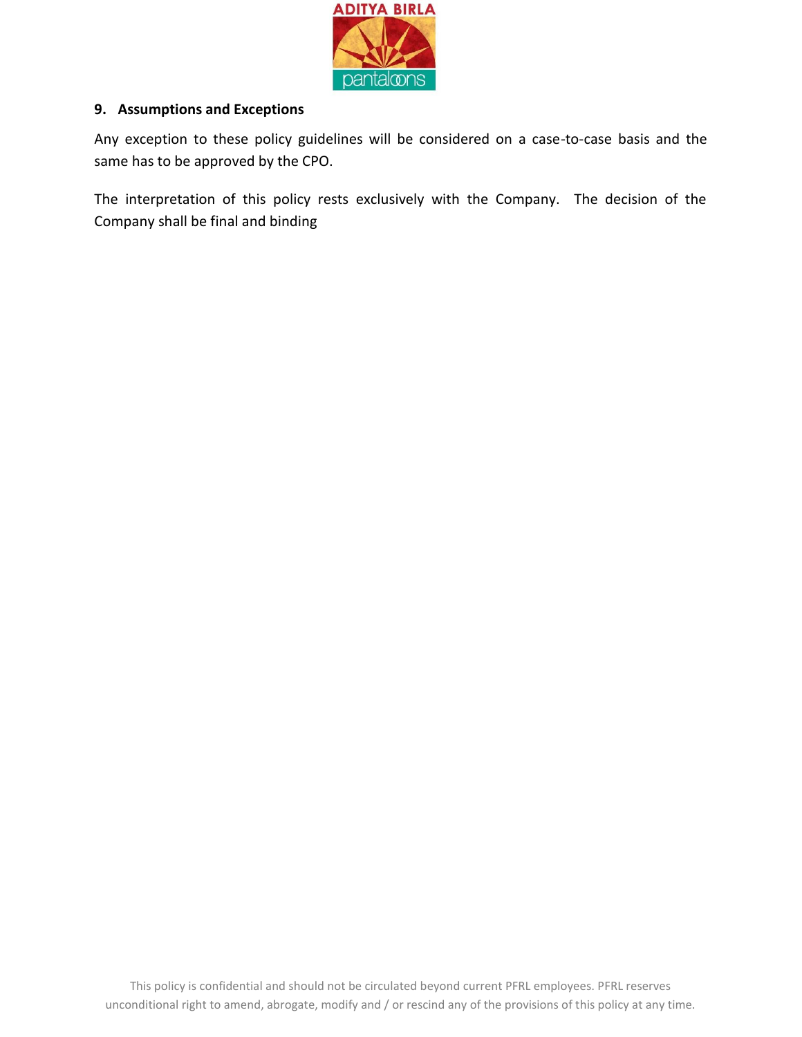## 9. Assumptions and Exceptions

Any exception to these policy guidelines will be considered on a case-to-case basis and the same has to be approved by the CPO.

The interpretation of this policy rests exclusively with the Company. The decision of the Company shall be final and binding